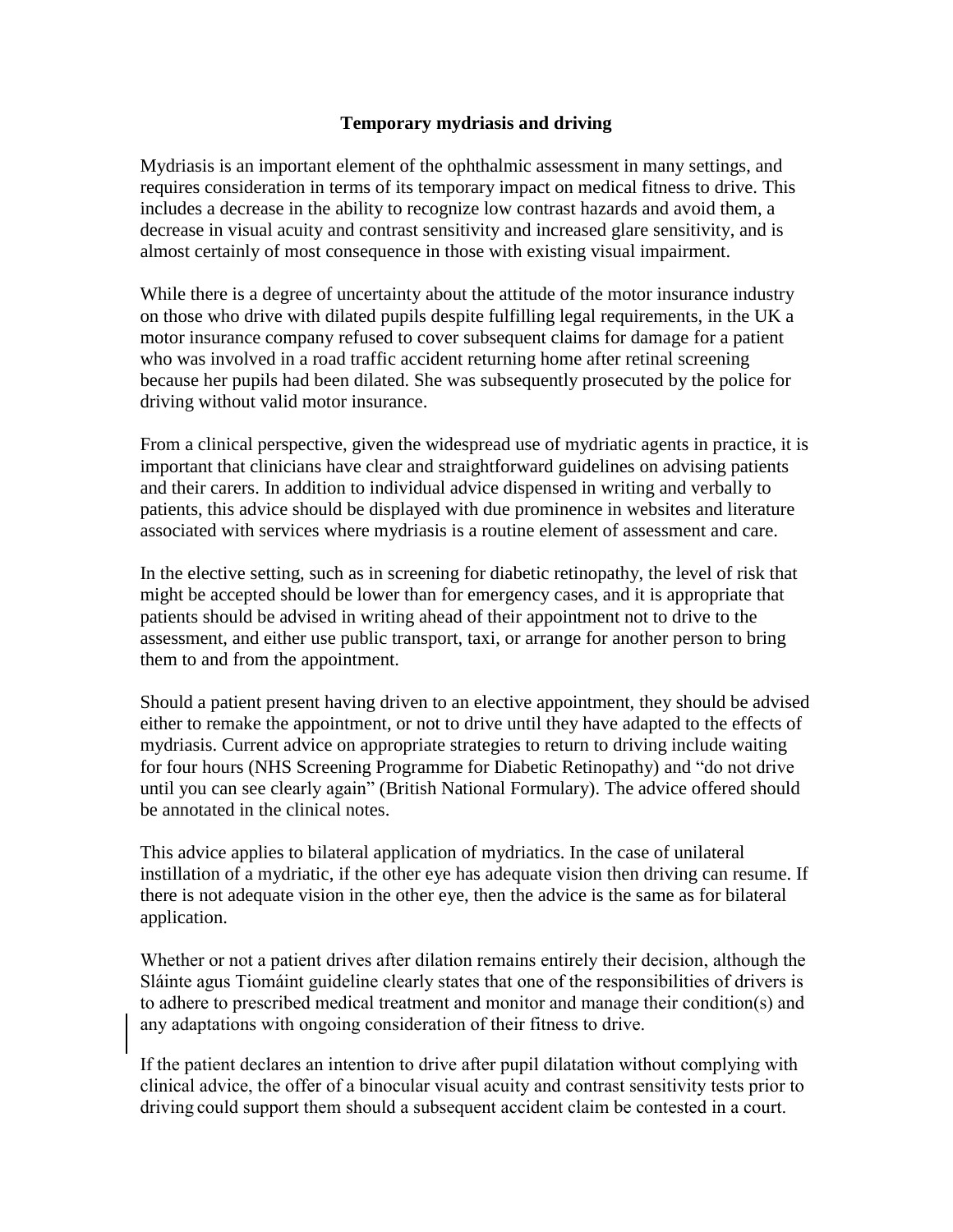# Temporary mydriasis and driving

Mydriasis is an important element of the ophthalmic assessment in many settings, and requires consideration in terms of its temporary impact on medical fitness to drive. This includes a decrease in the ability to recognize low contrast hazards and avoid them, a decrease in visual acuity and contrast sensitivity and increased glare sensitivity, and is almost certainly of most consequence in those with existing visual impairment.

While there is a degree of uncertainty about the attitude of the motor insurance industry on those who drive with dilated pupils despite fulfilling legal requirements, in the UK a motor insurance company refused to cover subsequent claims for damage for a patient who was involved in a road traffic accident returning home after retinal screening because her pupils had been dilated. She was subsequently prosecuted by the police for driving without valid motor insurance.

From a clinical perspective, given the widespread use of mydriatic agents in practice, it is important that clinicians have clear and straightforward guidelines on advising patients and their carers. In addition to individual advice dispensed in writing and verbally to patients, this advice should be displayed with due prominence in websites and literature associated with services where mydriasis is a routine element of assessment and care.

In the elective setting, such as in screening for diabetic retinopathy, the level of risk that might be accepted should be lower than for emergency cases, and it is appropriate that patients should be advised in writing ahead of their appointment not to drive to the assessment, and either use public transport, taxi, or arrange for another person to bring them to and from the appointment.

Should a patient present having driven to an elective appointment, they should be advised either to remake the appointment, or not to drive until they have adapted to the effects of mydriasis. Current advice on appropriate strategies to return to driving include waiting for four hours (NHS Screening Programme for Diabetic Retinopathy) and "do not drive until you can see clearly again" (British National Formulary). The advice offered should be annotated in the clinical notes.

This advice applies to bilateral application of mydriatics. In the case of unilateral instillation of a mydriatic, if the other eye has adequate vision then driving can resume. If there is not adequate vision in the other eye, then the advice is the same as for bilateral application.

Whether or not a patient drives after dilation remains entirely their decision, although the Sláinte agus Tiomáint guideline clearly states that one of the responsibilities of drivers is to adhere to prescribed medical treatment and monitor and manage their condition(s) and any adaptations with ongoing consideration of their fitness to drive.

If the patient declares an intention to drive after pupil dilatation without complying with clinical advice, the offer of a binocular visual acuity and contrast sensitivity tests prior to driving could support them should a subsequent accident claim be contested in a court.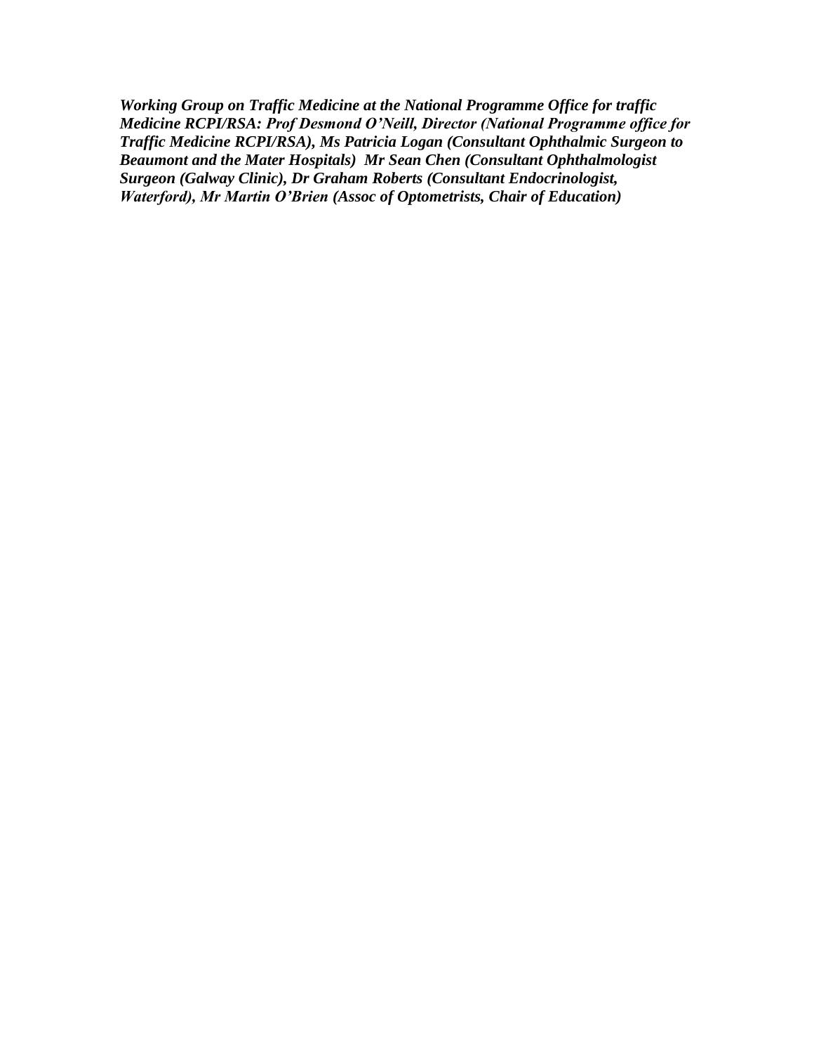***Working Group on Traffic Medicine at the National Programme Office for traffic Medicine RCPI/RSA: Prof Desmond O'Neill, Director (National Programme office for Traffic Medicine RCPI/RSA), Ms Patricia Logan (Consultant Ophthalmic Surgeon to Beaumont and the Mater Hospitals) Mr Sean Chen (Consultant Ophthalmologist Surgeon (Galway Clinic), Dr Graham Roberts (Consultant Endocrinologist, Waterford), Mr Martin O'Brien (Assoc of Optometrists, Chair of Education)***